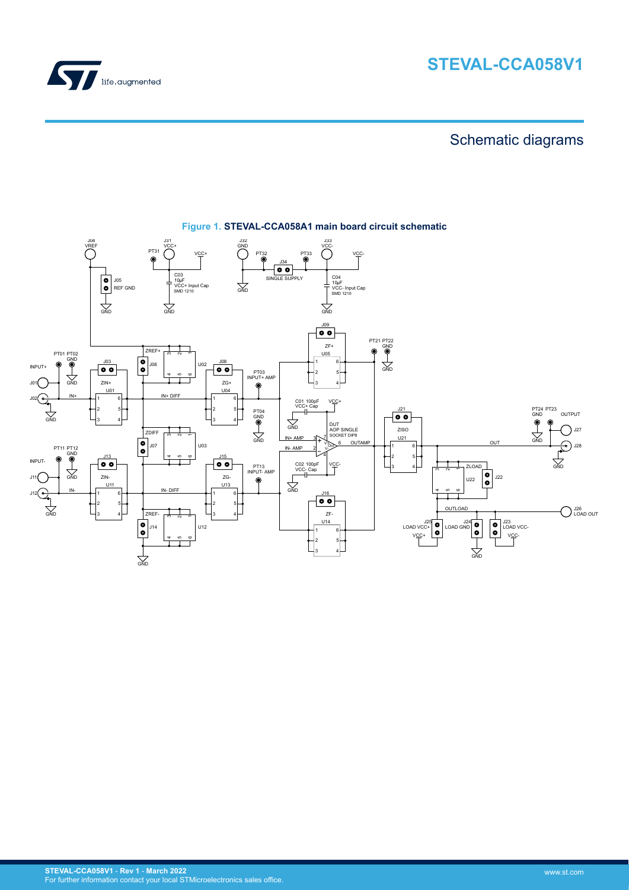# STEVAL-CCA058V1

## Schematic diagrams

**Figure 1. STEVAL-CCA058A1 main board circuit schematic**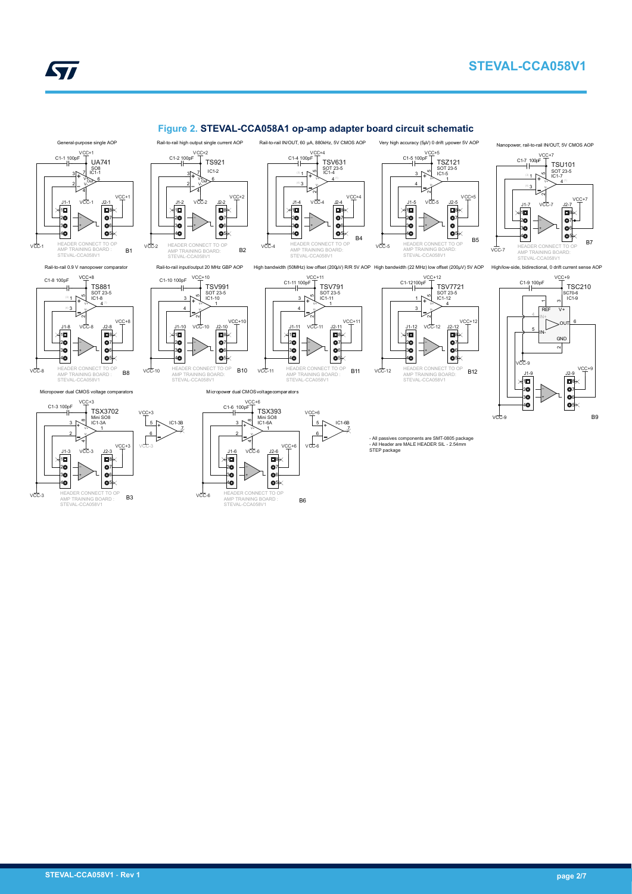## Figure 2. STEVAL-CCA058A1 op-amp adapter board circuit schematic

General-purpose single AOP

Rail-to-rail high output single current AOP

Rail-to-rail IN/OUT, 60 µA, 880kHz, 5V CMOS AOP

Very high accuracy (5µV) 0 drift µpower 5V AOP

Nanopower, rail-to-rail IN/OUT, 5V CMOS AOP

Rail-to-rail 0.9 V nanopower comparator

Rail-to-rail input/output 20 MHz GBP AOP

High bandwidth (50MHz) low offset (200µV) R/R 5V AOP

High bandwidth (22 MHz) low offset (200µV) 5V AOP

High/low-side, bidirectional, 0 drift current sense AOP

Micropower dual CMOS voltage comparators

Micropower dual CMOS voltage comparators

- All passives components are SMT-0805 package
- All Header are MALE HEADER SIL - 2.54mm STEP package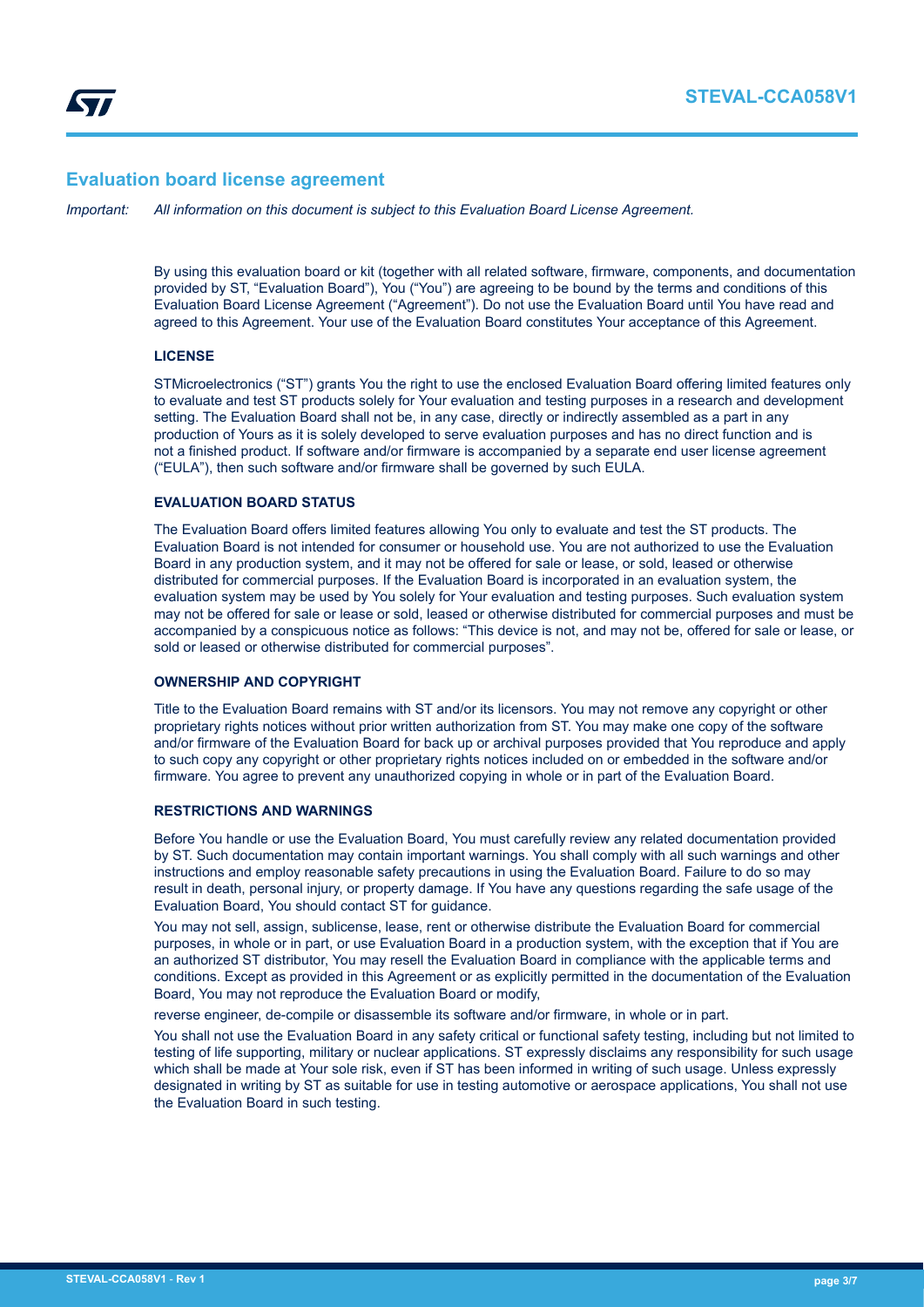## Evaluation board license agreement

*Important: All information on this document is subject to this Evaluation Board License Agreement.*

By using this evaluation board or kit (together with all related software, firmware, components, and documentation provided by ST, "Evaluation Board"), You ("You") are agreeing to be bound by the terms and conditions of this Evaluation Board License Agreement ("Agreement"). Do not use the Evaluation Board until You have read and agreed to this Agreement. Your use of the Evaluation Board constitutes Your acceptance of this Agreement.

### LICENSE

STMicroelectronics ("ST") grants You the right to use the enclosed Evaluation Board offering limited features only to evaluate and test ST products solely for Your evaluation and testing purposes in a research and development setting. The Evaluation Board shall not be, in any case, directly or indirectly assembled as a part in any production of Yours as it is solely developed to serve evaluation purposes and has no direct function and is not a finished product. If software and/or firmware is accompanied by a separate end user license agreement ("EULA"), then such software and/or firmware shall be governed by such EULA.

### EVALUATION BOARD STATUS

The Evaluation Board offers limited features allowing You only to evaluate and test the ST products. The Evaluation Board is not intended for consumer or household use. You are not authorized to use the Evaluation Board in any production system, and it may not be offered for sale or lease, or sold, leased or otherwise distributed for commercial purposes. If the Evaluation Board is incorporated in an evaluation system, the evaluation system may be used by You solely for Your evaluation and testing purposes. Such evaluation system may not be offered for sale or lease or sold, leased or otherwise distributed for commercial purposes and must be accompanied by a conspicuous notice as follows: "This device is not, and may not be, offered for sale or lease, or sold or leased or otherwise distributed for commercial purposes".

### OWNERSHIP AND COPYRIGHT

Title to the Evaluation Board remains with ST and/or its licensors. You may not remove any copyright or other proprietary rights notices without prior written authorization from ST. You may make one copy of the software and/or firmware of the Evaluation Board for back up or archival purposes provided that You reproduce and apply to such copy any copyright or other proprietary rights notices included on or embedded in the software and/or firmware. You agree to prevent any unauthorized copying in whole or in part of the Evaluation Board.

### RESTRICTIONS AND WARNINGS

Before You handle or use the Evaluation Board, You must carefully review any related documentation provided by ST. Such documentation may contain important warnings. You shall comply with all such warnings and other instructions and employ reasonable safety precautions in using the Evaluation Board. Failure to do so may result in death, personal injury, or property damage. If You have any questions regarding the safe usage of the Evaluation Board, You should contact ST for guidance.

You may not sell, assign, sublicense, lease, rent or otherwise distribute the Evaluation Board for commercial purposes, in whole or in part, or use Evaluation Board in a production system, with the exception that if You are an authorized ST distributor, You may resell the Evaluation Board in compliance with the applicable terms and conditions. Except as provided in this Agreement or as explicitly permitted in the documentation of the Evaluation Board, You may not reproduce the Evaluation Board or modify,

reverse engineer, de-compile or disassemble its software and/or firmware, in whole or in part.

You shall not use the Evaluation Board in any safety critical or functional safety testing, including but not limited to testing of life supporting, military or nuclear applications. ST expressly disclaims any responsibility for such usage which shall be made at Your sole risk, even if ST has been informed in writing of such usage. Unless expressly designated in writing by ST as suitable for use in testing automotive or aerospace applications, You shall not use the Evaluation Board in such testing.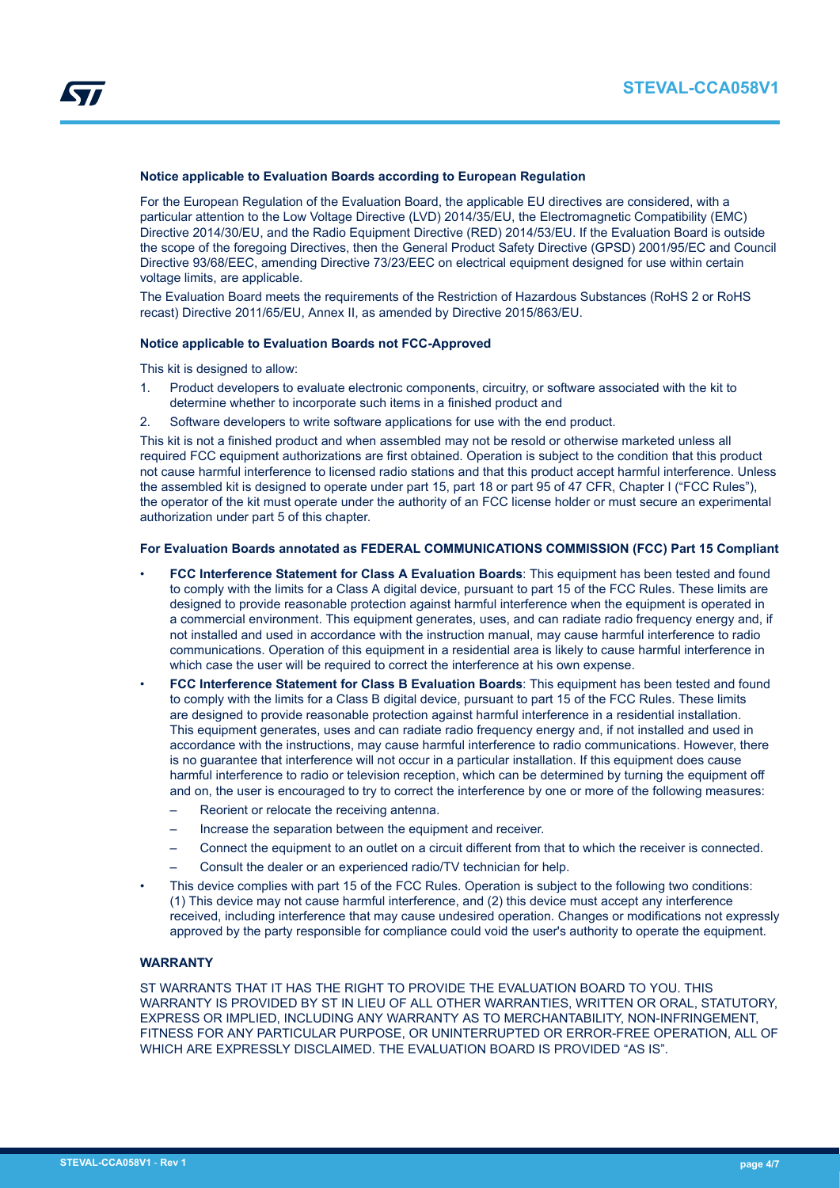### Notice applicable to Evaluation Boards according to European Regulation

For the European Regulation of the Evaluation Board, the applicable EU directives are considered, with a particular attention to the Low Voltage Directive (LVD) 2014/35/EU, the Electromagnetic Compatibility (EMC) Directive 2014/30/EU, and the Radio Equipment Directive (RED) 2014/53/EU. If the Evaluation Board is outside the scope of the foregoing Directives, then the General Product Safety Directive (GPSD) 2001/95/EC and Council Directive 93/68/EEC, amending Directive 73/23/EEC on electrical equipment designed for use within certain voltage limits, are applicable.

The Evaluation Board meets the requirements of the Restriction of Hazardous Substances (RoHS 2 or RoHS recast) Directive 2011/65/EU, Annex II, as amended by Directive 2015/863/EU.

### Notice applicable to Evaluation Boards not FCC-Approved

This kit is designed to allow:

1. Product developers to evaluate electronic components, circuitry, or software associated with the kit to determine whether to incorporate such items in a finished product and
2. Software developers to write software applications for use with the end product.

This kit is not a finished product and when assembled may not be resold or otherwise marketed unless all required FCC equipment authorizations are first obtained. Operation is subject to the condition that this product not cause harmful interference to licensed radio stations and that this product accept harmful interference. Unless the assembled kit is designed to operate under part 15, part 18 or part 95 of 47 CFR, Chapter I ("FCC Rules"), the operator of the kit must operate under the authority of an FCC license holder or must secure an experimental authorization under part 5 of this chapter.

### For Evaluation Boards annotated as FEDERAL COMMUNICATIONS COMMISSION (FCC) Part 15 Compliant

- **FCC Interference Statement for Class A Evaluation Boards**: This equipment has been tested and found to comply with the limits for a Class A digital device, pursuant to part 15 of the FCC Rules. These limits are designed to provide reasonable protection against harmful interference when the equipment is operated in a commercial environment. This equipment generates, uses, and can radiate radio frequency energy and, if not installed and used in accordance with the instruction manual, may cause harmful interference to radio communications. Operation of this equipment in a residential area is likely to cause harmful interference in which case the user will be required to correct the interference at his own expense.
- **FCC Interference Statement for Class B Evaluation Boards**: This equipment has been tested and found to comply with the limits for a Class B digital device, pursuant to part 15 of the FCC Rules. These limits are designed to provide reasonable protection against harmful interference in a residential installation. This equipment generates, uses and can radiate radio frequency energy and, if not installed and used in accordance with the instructions, may cause harmful interference to radio communications. However, there is no guarantee that interference will not occur in a particular installation. If this equipment does cause harmful interference to radio or television reception, which can be determined by turning the equipment off and on, the user is encouraged to try to correct the interference by one or more of the following measures:
  - Reorient or relocate the receiving antenna.
  - Increase the separation between the equipment and receiver.
  - Connect the equipment to an outlet on a circuit different from that to which the receiver is connected.
  - Consult the dealer or an experienced radio/TV technician for help.
- This device complies with part 15 of the FCC Rules. Operation is subject to the following two conditions: (1) This device may not cause harmful interference, and (2) this device must accept any interference received, including interference that may cause undesired operation. Changes or modifications not expressly approved by the party responsible for compliance could void the user's authority to operate the equipment.

### WARRANTY

ST WARRANTS THAT IT HAS THE RIGHT TO PROVIDE THE EVALUATION BOARD TO YOU. THIS WARRANTY IS PROVIDED BY ST IN LIEU OF ALL OTHER WARRANTIES, WRITTEN OR ORAL, STATUTORY, EXPRESS OR IMPLIED, INCLUDING ANY WARRANTY AS TO MERCHANTABILITY, NON-INFRINGEMENT, FITNESS FOR ANY PARTICULAR PURPOSE, OR UNINTERRUPTED OR ERROR-FREE OPERATION, ALL OF WHICH ARE EXPRESSLY DISCLAIMED. THE EVALUATION BOARD IS PROVIDED "AS IS".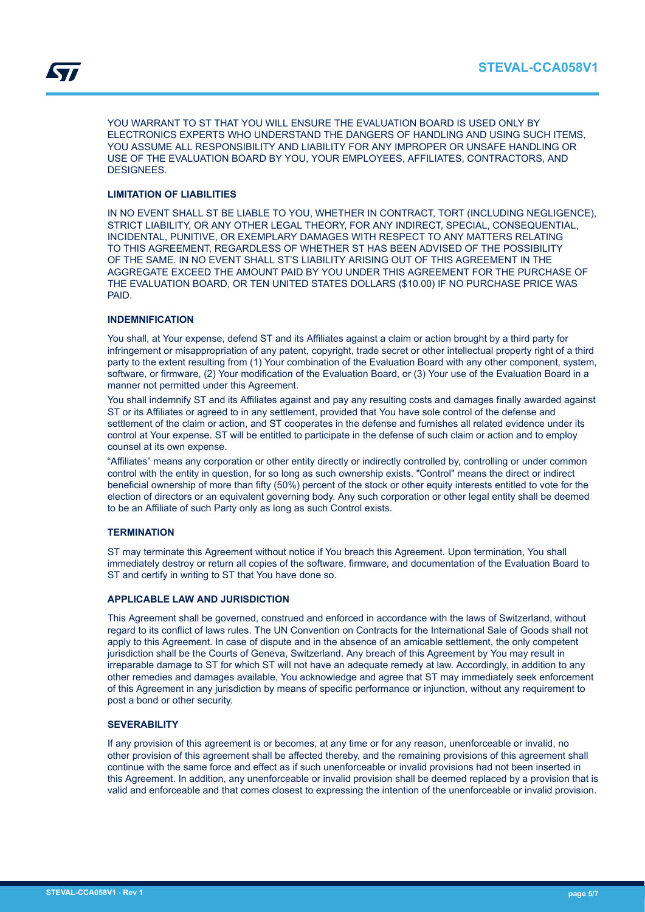YOU WARRANT TO ST THAT YOU WILL ENSURE THE EVALUATION BOARD IS USED ONLY BY ELECTRONICS EXPERTS WHO UNDERSTAND THE DANGERS OF HANDLING AND USING SUCH ITEMS, YOU ASSUME ALL RESPONSIBILITY AND LIABILITY FOR ANY IMPROPER OR UNSAFE HANDLING OR USE OF THE EVALUATION BOARD BY YOU, YOUR EMPLOYEES, AFFILIATES, CONTRACTORS, AND DESIGNEES.

**LIMITATION OF LIABILITIES**

IN NO EVENT SHALL ST BE LIABLE TO YOU, WHETHER IN CONTRACT, TORT (INCLUDING NEGLIGENCE), STRICT LIABILITY, OR ANY OTHER LEGAL THEORY, FOR ANY INDIRECT, SPECIAL, CONSEQUENTIAL, INCIDENTAL, PUNITIVE, OR EXEMPLARY DAMAGES WITH RESPECT TO ANY MATTERS RELATING TO THIS AGREEMENT, REGARDLESS OF WHETHER ST HAS BEEN ADVISED OF THE POSSIBILITY OF THE SAME. IN NO EVENT SHALL ST'S LIABILITY ARISING OUT OF THIS AGREEMENT IN THE AGGREGATE EXCEED THE AMOUNT PAID BY YOU UNDER THIS AGREEMENT FOR THE PURCHASE OF THE EVALUATION BOARD, OR TEN UNITED STATES DOLLARS ($10.00) IF NO PURCHASE PRICE WAS PAID.

**INDEMNIFICATION**

You shall, at Your expense, defend ST and its Affiliates against a claim or action brought by a third party for infringement or misappropriation of any patent, copyright, trade secret or other intellectual property right of a third party to the extent resulting from (1) Your combination of the Evaluation Board with any other component, system, software, or firmware, (2) Your modification of the Evaluation Board, or (3) Your use of the Evaluation Board in a manner not permitted under this Agreement.

You shall indemnify ST and its Affiliates against and pay any resulting costs and damages finally awarded against ST or its Affiliates or agreed to in any settlement, provided that You have sole control of the defense and settlement of the claim or action, and ST cooperates in the defense and furnishes all related evidence under its control at Your expense. ST will be entitled to participate in the defense of such claim or action and to employ counsel at its own expense.

"Affiliates" means any corporation or other entity directly or indirectly controlled by, controlling or under common control with the entity in question, for so long as such ownership exists. "Control" means the direct or indirect beneficial ownership of more than fifty (50%) percent of the stock or other equity interests entitled to vote for the election of directors or an equivalent governing body. Any such corporation or other legal entity shall be deemed to be an Affiliate of such Party only as long as such Control exists.

**TERMINATION**

ST may terminate this Agreement without notice if You breach this Agreement. Upon termination, You shall immediately destroy or return all copies of the software, firmware, and documentation of the Evaluation Board to ST and certify in writing to ST that You have done so.

**APPLICABLE LAW AND JURISDICTION**

This Agreement shall be governed, construed and enforced in accordance with the laws of Switzerland, without regard to its conflict of laws rules. The UN Convention on Contracts for the International Sale of Goods shall not apply to this Agreement. In case of dispute and in the absence of an amicable settlement, the only competent jurisdiction shall be the Courts of Geneva, Switzerland. Any breach of this Agreement by You may result in irreparable damage to ST for which ST will not have an adequate remedy at law. Accordingly, in addition to any other remedies and damages available, You acknowledge and agree that ST may immediately seek enforcement of this Agreement in any jurisdiction by means of specific performance or injunction, without any requirement to post a bond or other security.

**SEVERABILITY**

If any provision of this agreement is or becomes, at any time or for any reason, unenforceable or invalid, no other provision of this agreement shall be affected thereby, and the remaining provisions of this agreement shall continue with the same force and effect as if such unenforceable or invalid provisions had not been inserted in this Agreement. In addition, any unenforceable or invalid provision shall be deemed replaced by a provision that is valid and enforceable and that comes closest to expressing the intention of the unenforceable or invalid provision.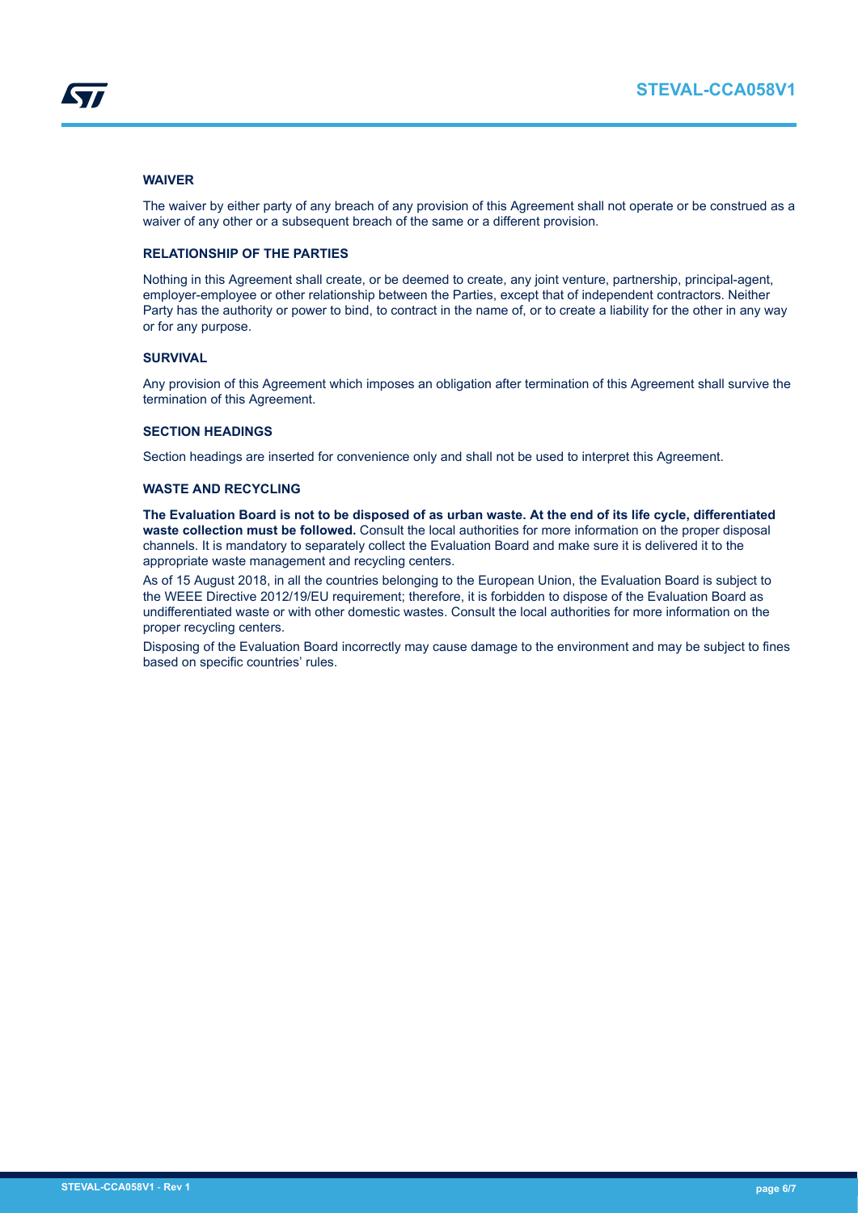### WAIVER

The waiver by either party of any breach of any provision of this Agreement shall not operate or be construed as a waiver of any other or a subsequent breach of the same or a different provision.

### RELATIONSHIP OF THE PARTIES

Nothing in this Agreement shall create, or be deemed to create, any joint venture, partnership, principal-agent, employer-employee or other relationship between the Parties, except that of independent contractors. Neither Party has the authority or power to bind, to contract in the name of, or to create a liability for the other in any way or for any purpose.

### SURVIVAL

Any provision of this Agreement which imposes an obligation after termination of this Agreement shall survive the termination of this Agreement.

### SECTION HEADINGS

Section headings are inserted for convenience only and shall not be used to interpret this Agreement.

### WASTE AND RECYCLING

**The Evaluation Board is not to be disposed of as urban waste. At the end of its life cycle, differentiated waste collection must be followed.** Consult the local authorities for more information on the proper disposal channels. It is mandatory to separately collect the Evaluation Board and make sure it is delivered it to the appropriate waste management and recycling centers.

As of 15 August 2018, in all the countries belonging to the European Union, the Evaluation Board is subject to the WEEE Directive 2012/19/EU requirement; therefore, it is forbidden to dispose of the Evaluation Board as undifferentiated waste or with other domestic wastes. Consult the local authorities for more information on the proper recycling centers.

Disposing of the Evaluation Board incorrectly may cause damage to the environment and may be subject to fines based on specific countries' rules.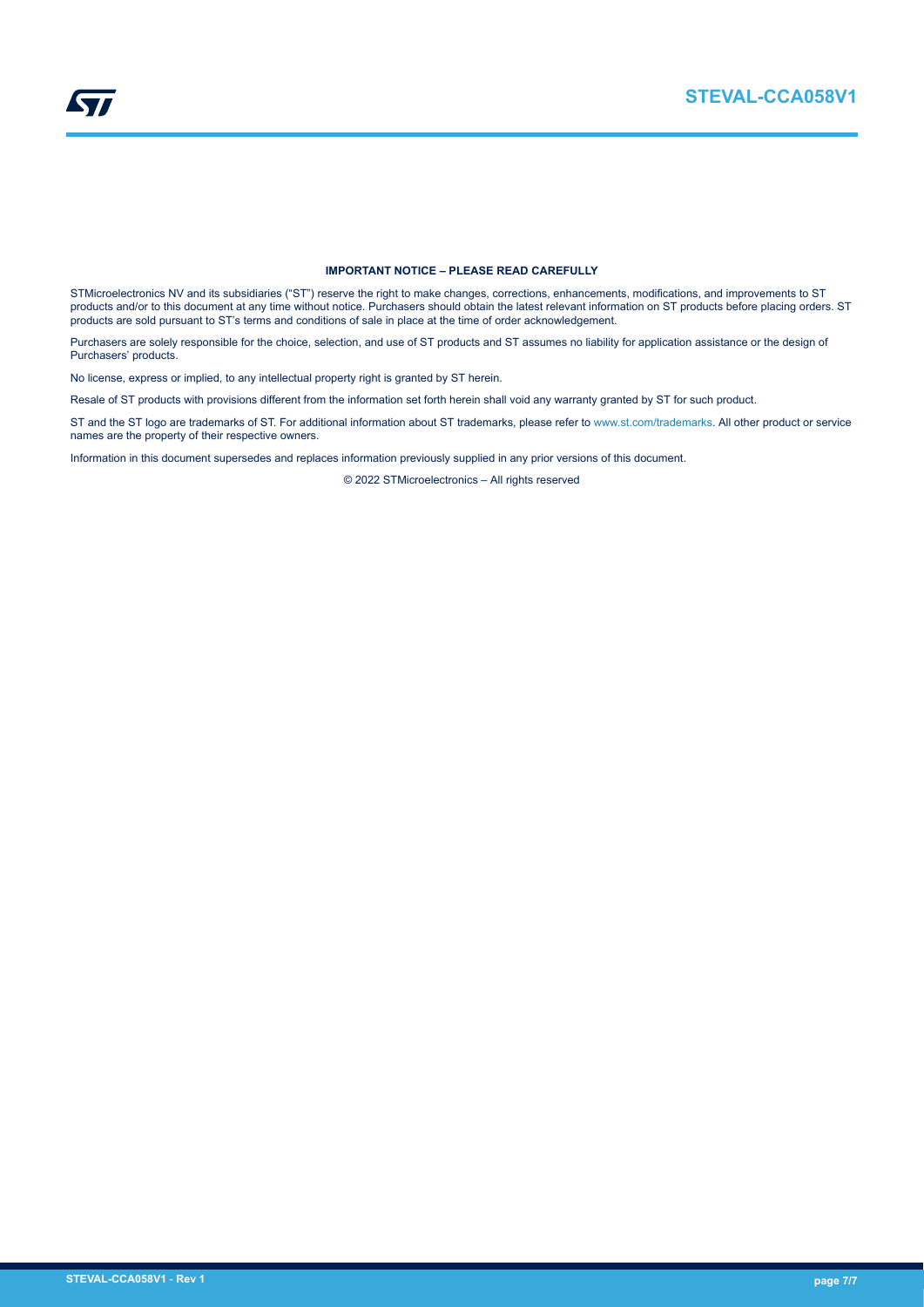**IMPORTANT NOTICE – PLEASE READ CAREFULLY**

STMicroelectronics NV and its subsidiaries ("ST") reserve the right to make changes, corrections, enhancements, modifications, and improvements to ST products and/or to this document at any time without notice. Purchasers should obtain the latest relevant information on ST products before placing orders. ST products are sold pursuant to ST's terms and conditions of sale in place at the time of order acknowledgement.

Purchasers are solely responsible for the choice, selection, and use of ST products and ST assumes no liability for application assistance or the design of Purchasers' products.

No license, express or implied, to any intellectual property right is granted by ST herein.

Resale of ST products with provisions different from the information set forth herein shall void any warranty granted by ST for such product.

ST and the ST logo are trademarks of ST. For additional information about ST trademarks, please refer to www.st.com/trademarks. All other product or service names are the property of their respective owners.

Information in this document supersedes and replaces information previously supplied in any prior versions of this document.

© 2022 STMicroelectronics – All rights reserved